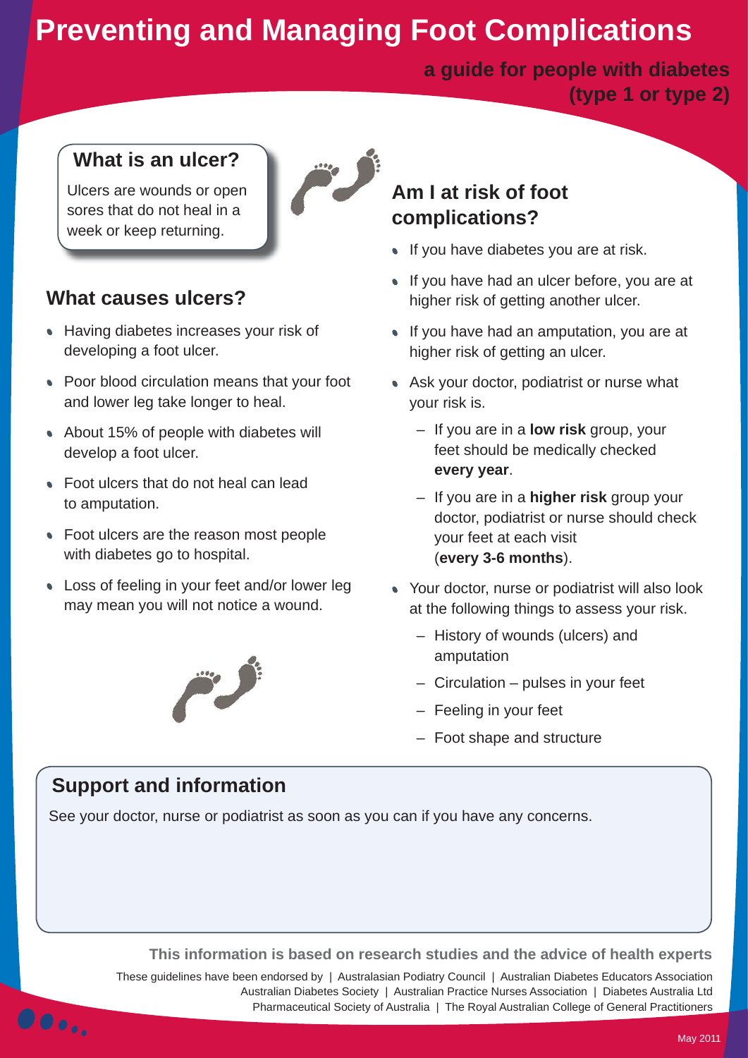# Preventing and Managing Foot Complications

**a guide for people with diabetes (type 1 or type 2)**

## What is an ulcer?

Ulcers are wounds or open sores that do not heal in a week or keep returning.

## What causes ulcers?

- Having diabetes increases your risk of developing a foot ulcer.
- Poor blood circulation means that your foot and lower leg take longer to heal.
- About 15% of people with diabetes will develop a foot ulcer.
- Foot ulcers that do not heal can lead to amputation.
- Foot ulcers are the reason most people with diabetes go to hospital.
- Loss of feeling in your feet and/or lower leg may mean you will not notice a wound.

## Am I at risk of foot complications?

- If you have diabetes you are at risk.
- If you have had an ulcer before, you are at higher risk of getting another ulcer.
- If you have had an amputation, you are at higher risk of getting an ulcer.
- Ask your doctor, podiatrist or nurse what your risk is.
  - If you are in a **low risk** group, your feet should be medically checked **every year**.
  - If you are in a **higher risk** group your doctor, podiatrist or nurse should check your feet at each visit (**every 3-6 months**).
- Your doctor, nurse or podiatrist will also look at the following things to assess your risk.
  - History of wounds (ulcers) and amputation
  - Circulation – pulses in your feet
  - Feeling in your feet
  - Foot shape and structure

## Support and information

See your doctor, nurse or podiatrist as soon as you can if you have any concerns.

**This information is based on research studies and the advice of health experts**

These guidelines have been endorsed by | Australasian Podiatry Council | Australian Diabetes Educators Association
Australian Diabetes Society | Australian Practice Nurses Association | Diabetes Australia Ltd
Pharmaceutical Society of Australia | The Royal Australian College of General Practitioners

May 2011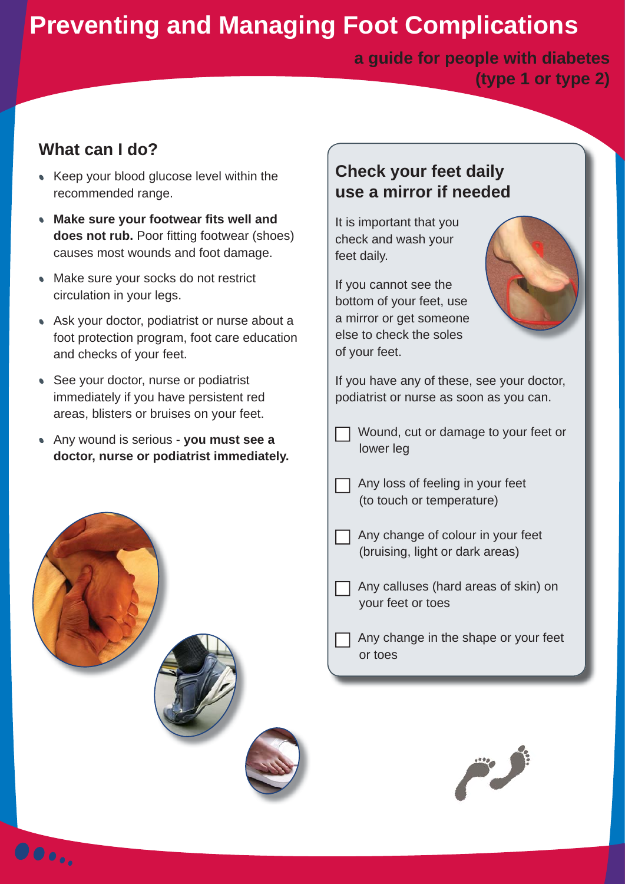# Preventing and Managing Foot Complications

**a guide for people with diabetes (type 1 or type 2)**

## What can I do?

- Keep your blood glucose level within the recommended range.
- **Make sure your footwear fits well and does not rub.** Poor fitting footwear (shoes) causes most wounds and foot damage.
- Make sure your socks do not restrict circulation in your legs.
- Ask your doctor, podiatrist or nurse about a foot protection program, foot care education and checks of your feet.
- See your doctor, nurse or podiatrist immediately if you have persistent red areas, blisters or bruises on your feet.
- Any wound is serious - **you must see a doctor, nurse or podiatrist immediately.**

## Check your feet daily use a mirror if needed

It is important that you check and wash your feet daily.

If you cannot see the bottom of your feet, use a mirror or get someone else to check the soles of your feet.

If you have any of these, see your doctor, podiatrist or nurse as soon as you can.

- ☐ Wound, cut or damage to your feet or lower leg
- ☐ Any loss of feeling in your feet (to touch or temperature)
- ☐ Any change of colour in your feet (bruising, light or dark areas)
- ☐ Any calluses (hard areas of skin) on your feet or toes
- ☐ Any change in the shape or your feet or toes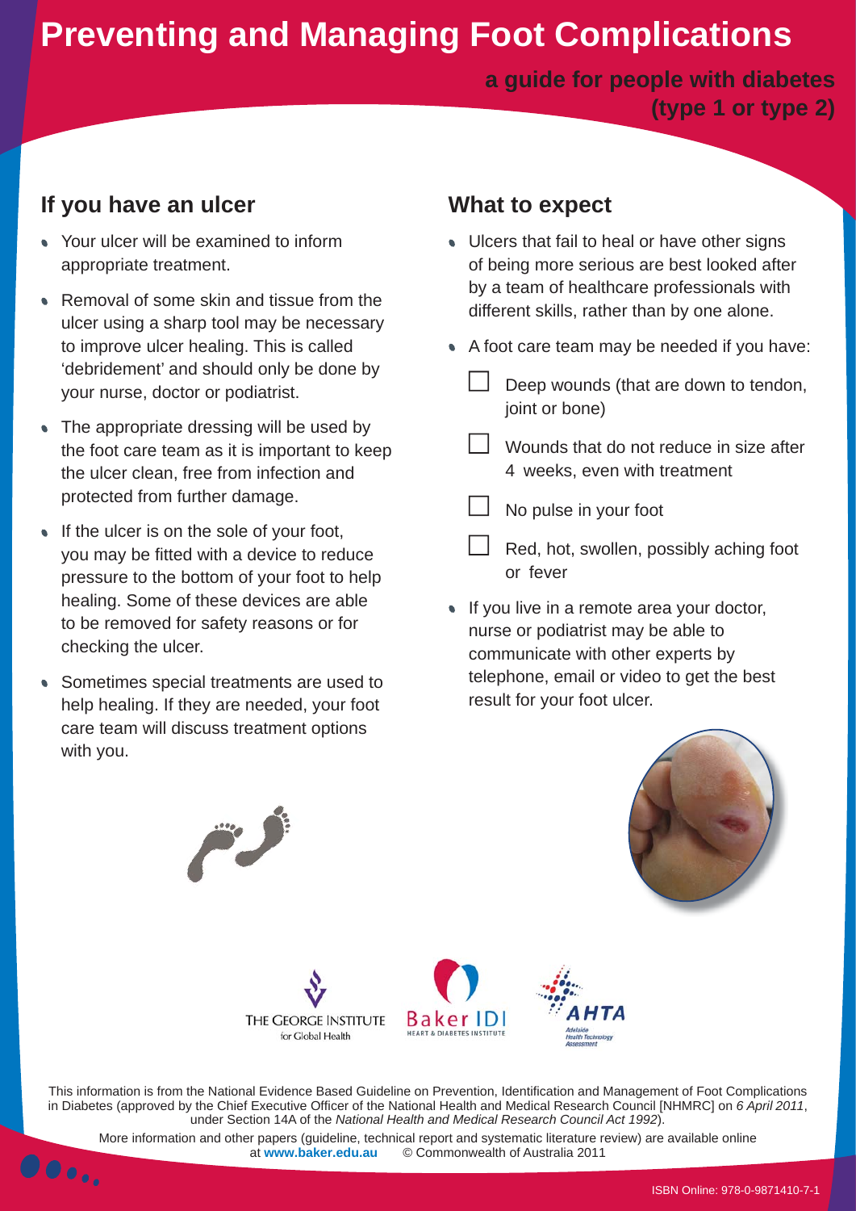# Preventing and Managing Foot Complications

**a guide for people with diabetes (type 1 or type 2)**

## If you have an ulcer

- Your ulcer will be examined to inform appropriate treatment.
- Removal of some skin and tissue from the ulcer using a sharp tool may be necessary to improve ulcer healing. This is called 'debridement' and should only be done by your nurse, doctor or podiatrist.
- The appropriate dressing will be used by the foot care team as it is important to keep the ulcer clean, free from infection and protected from further damage.
- If the ulcer is on the sole of your foot, you may be fitted with a device to reduce pressure to the bottom of your foot to help healing. Some of these devices are able to be removed for safety reasons or for checking the ulcer.
- Sometimes special treatments are used to help healing. If they are needed, your foot care team will discuss treatment options with you.

## What to expect

- Ulcers that fail to heal or have other signs of being more serious are best looked after by a team of healthcare professionals with different skills, rather than by one alone.
- A foot care team may be needed if you have:
  - ☐ Deep wounds (that are down to tendon, joint or bone)
  - ☐ Wounds that do not reduce in size after 4 weeks, even with treatment
  - ☐ No pulse in your foot
  - ☐ Red, hot, swollen, possibly aching foot or fever
- If you live in a remote area your doctor, nurse or podiatrist may be able to communicate with other experts by telephone, email or video to get the best result for your foot ulcer.

THE GEORGE INSTITUTE for Global Health

Baker IDI HEART & DIABETES INSTITUTE

AHTA Adelaide Health Technology Assessment

This information is from the National Evidence Based Guideline on Prevention, Identification and Management of Foot Complications in Diabetes (approved by the Chief Executive Officer of the National Health and Medical Research Council [NHMRC] on *6 April 2011*, under Section 14A of the *National Health and Medical Research Council Act 1992*).

More information and other papers (guideline, technical report and systematic literature review) are available online at **www.baker.edu.au** © Commonwealth of Australia 2011

ISBN Online: 978-0-9871410-7-1